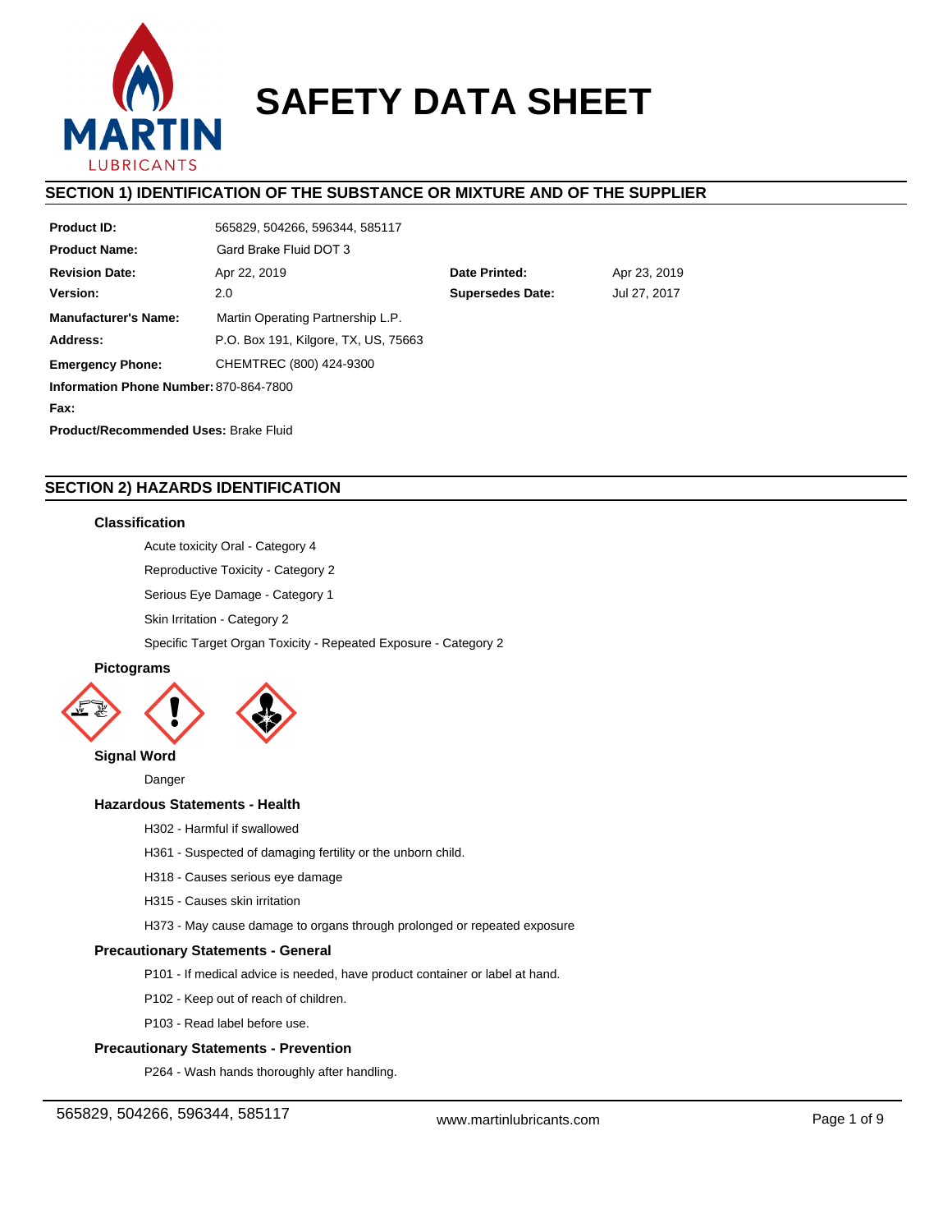# SAFETY DATA SHEET

## SECTION 1) IDENTIFICATION OF THE SUBSTANCE OR MIXTURE AND OF THE SUPPLIER

| | | | |
|---|---|---|---|
| **Product ID:** | 565829, 504266, 596344, 585117 | | |
| **Product Name:** | Gard Brake Fluid DOT 3 | | |
| **Revision Date:** | Apr 22, 2019 | **Date Printed:** | Apr 23, 2019 |
| **Version:** | 2.0 | **Supersedes Date:** | Jul 27, 2017 |
| **Manufacturer's Name:** | Martin Operating Partnership L.P. | | |
| **Address:** | P.O. Box 191, Kilgore, TX, US, 75663 | | |
| **Emergency Phone:** | CHEMTREC (800) 424-9300 | | |
| **Information Phone Number:** | 870-864-7800 | | |
| **Fax:** | | | |

**Product/Recommended Uses:** Brake Fluid

## SECTION 2) HAZARDS IDENTIFICATION

### Classification

Acute toxicity Oral - Category 4

Reproductive Toxicity - Category 2

Serious Eye Damage - Category 1

Skin Irritation - Category 2

Specific Target Organ Toxicity - Repeated Exposure - Category 2

### Pictograms

### Signal Word

Danger

### Hazardous Statements - Health

H302 - Harmful if swallowed

H361 - Suspected of damaging fertility or the unborn child.

H318 - Causes serious eye damage

H315 - Causes skin irritation

H373 - May cause damage to organs through prolonged or repeated exposure

### Precautionary Statements - General

P101 - If medical advice is needed, have product container or label at hand.

P102 - Keep out of reach of children.

P103 - Read label before use.

### Precautionary Statements - Prevention

P264 - Wash hands thoroughly after handling.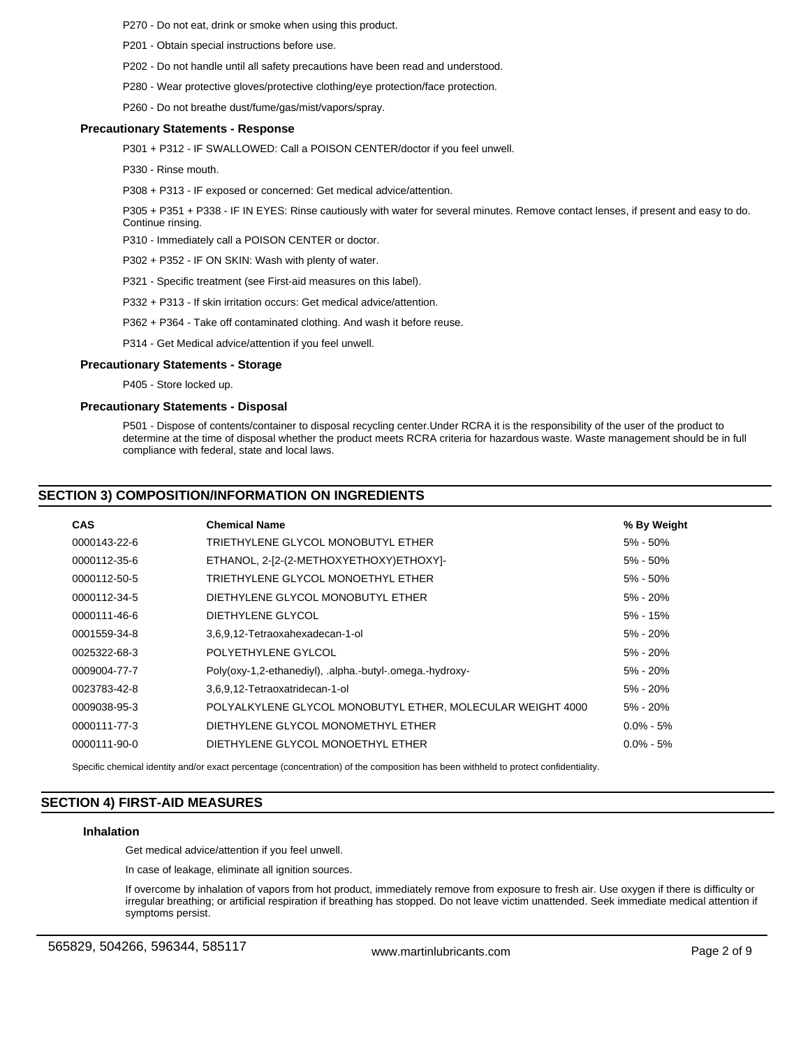P270 - Do not eat, drink or smoke when using this product.

P201 - Obtain special instructions before use.

P202 - Do not handle until all safety precautions have been read and understood.

P280 - Wear protective gloves/protective clothing/eye protection/face protection.

P260 - Do not breathe dust/fume/gas/mist/vapors/spray.

### Precautionary Statements - Response

P301 + P312 - IF SWALLOWED: Call a POISON CENTER/doctor if you feel unwell.

P330 - Rinse mouth.

P308 + P313 - IF exposed or concerned: Get medical advice/attention.

P305 + P351 + P338 - IF IN EYES: Rinse cautiously with water for several minutes. Remove contact lenses, if present and easy to do. Continue rinsing.

P310 - Immediately call a POISON CENTER or doctor.

P302 + P352 - IF ON SKIN: Wash with plenty of water.

P321 - Specific treatment (see First-aid measures on this label).

P332 + P313 - If skin irritation occurs: Get medical advice/attention.

P362 + P364 - Take off contaminated clothing. And wash it before reuse.

P314 - Get Medical advice/attention if you feel unwell.

### Precautionary Statements - Storage

P405 - Store locked up.

### Precautionary Statements - Disposal

P501 - Dispose of contents/container to disposal recycling center.Under RCRA it is the responsibility of the user of the product to determine at the time of disposal whether the product meets RCRA criteria for hazardous waste. Waste management should be in full compliance with federal, state and local laws.

## SECTION 3) COMPOSITION/INFORMATION ON INGREDIENTS

| CAS | Chemical Name | % By Weight |
|---|---|---|
| 0000143-22-6 | TRIETHYLENE GLYCOL MONOBUTYL ETHER | 5% - 50% |
| 0000112-35-6 | ETHANOL, 2-[2-(2-METHOXYETHOXY)ETHOXY]- | 5% - 50% |
| 0000112-50-5 | TRIETHYLENE GLYCOL MONOETHYL ETHER | 5% - 50% |
| 0000112-34-5 | DIETHYLENE GLYCOL MONOBUTYL ETHER | 5% - 20% |
| 0000111-46-6 | DIETHYLENE GLYCOL | 5% - 15% |
| 0001559-34-8 | 3,6,9,12-Tetraoxahexadecan-1-ol | 5% - 20% |
| 0025322-68-3 | POLYETHYLENE GYLCOL | 5% - 20% |
| 0009004-77-7 | Poly(oxy-1,2-ethanediyl), .alpha.-butyl-.omega.-hydroxy- | 5% - 20% |
| 0023783-42-8 | 3,6,9,12-Tetraoxatridecan-1-ol | 5% - 20% |
| 0009038-95-3 | POLYALKYLENE GLYCOL MONOBUTYL ETHER, MOLECULAR WEIGHT 4000 | 5% - 20% |
| 0000111-77-3 | DIETHYLENE GLYCOL MONOMETHYL ETHER | 0.0% - 5% |
| 0000111-90-0 | DIETHYLENE GLYCOL MONOETHYL ETHER | 0.0% - 5% |

Specific chemical identity and/or exact percentage (concentration) of the composition has been withheld to protect confidentiality.

## SECTION 4) FIRST-AID MEASURES

### Inhalation

Get medical advice/attention if you feel unwell.

In case of leakage, eliminate all ignition sources.

If overcome by inhalation of vapors from hot product, immediately remove from exposure to fresh air. Use oxygen if there is difficulty or irregular breathing; or artificial respiration if breathing has stopped. Do not leave victim unattended. Seek immediate medical attention if symptoms persist.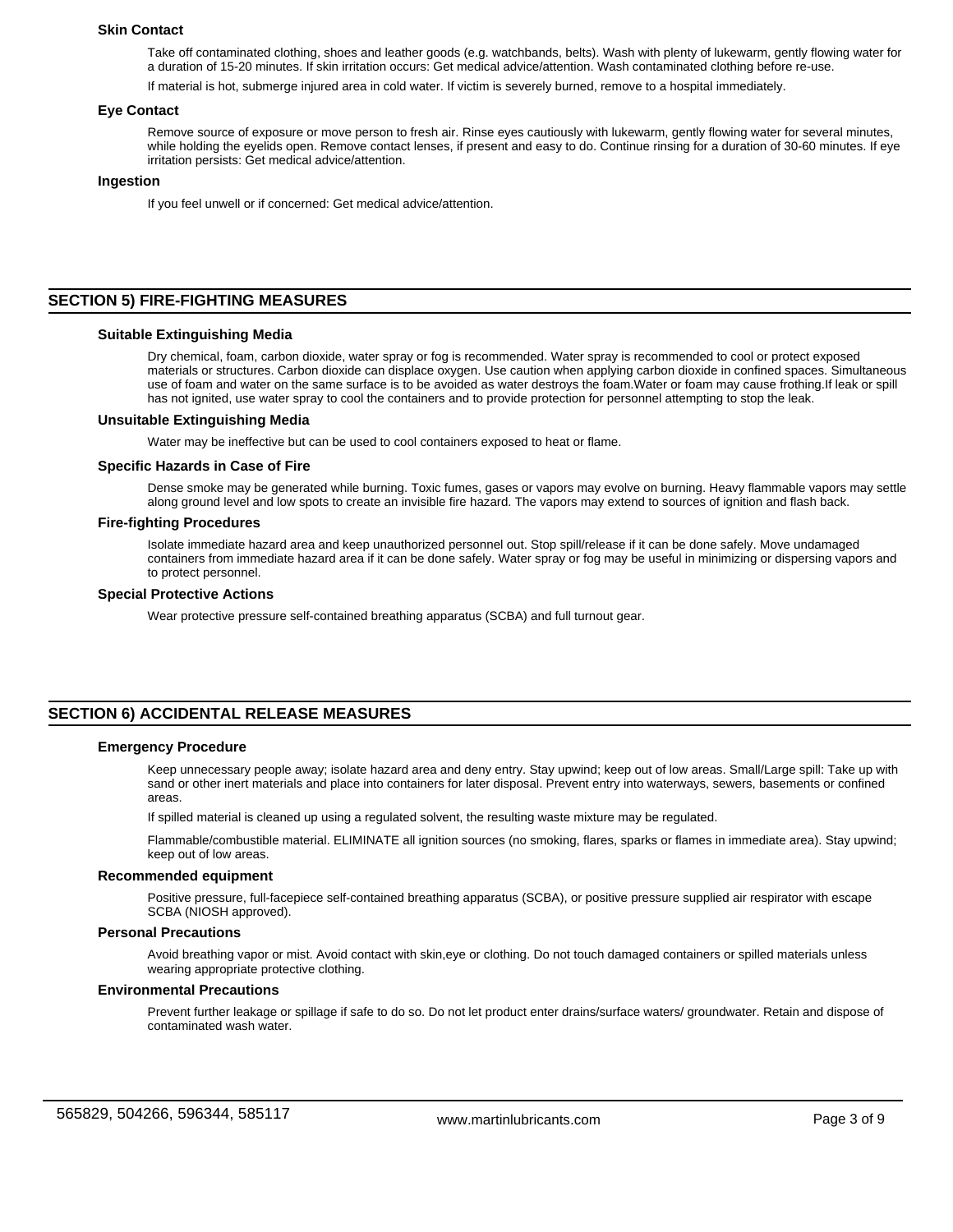### Skin Contact

Take off contaminated clothing, shoes and leather goods (e.g. watchbands, belts). Wash with plenty of lukewarm, gently flowing water for a duration of 15-20 minutes. If skin irritation occurs: Get medical advice/attention. Wash contaminated clothing before re-use.

If material is hot, submerge injured area in cold water. If victim is severely burned, remove to a hospital immediately.

### Eye Contact

Remove source of exposure or move person to fresh air. Rinse eyes cautiously with lukewarm, gently flowing water for several minutes, while holding the eyelids open. Remove contact lenses, if present and easy to do. Continue rinsing for a duration of 30-60 minutes. If eye irritation persists: Get medical advice/attention.

### Ingestion

If you feel unwell or if concerned: Get medical advice/attention.

## SECTION 5) FIRE-FIGHTING MEASURES

### Suitable Extinguishing Media

Dry chemical, foam, carbon dioxide, water spray or fog is recommended. Water spray is recommended to cool or protect exposed materials or structures. Carbon dioxide can displace oxygen. Use caution when applying carbon dioxide in confined spaces. Simultaneous use of foam and water on the same surface is to be avoided as water destroys the foam.Water or foam may cause frothing.If leak or spill has not ignited, use water spray to cool the containers and to provide protection for personnel attempting to stop the leak.

### Unsuitable Extinguishing Media

Water may be ineffective but can be used to cool containers exposed to heat or flame.

### Specific Hazards in Case of Fire

Dense smoke may be generated while burning. Toxic fumes, gases or vapors may evolve on burning. Heavy flammable vapors may settle along ground level and low spots to create an invisible fire hazard. The vapors may extend to sources of ignition and flash back.

### Fire-fighting Procedures

Isolate immediate hazard area and keep unauthorized personnel out. Stop spill/release if it can be done safely. Move undamaged containers from immediate hazard area if it can be done safely. Water spray or fog may be useful in minimizing or dispersing vapors and to protect personnel.

### Special Protective Actions

Wear protective pressure self-contained breathing apparatus (SCBA) and full turnout gear.

## SECTION 6) ACCIDENTAL RELEASE MEASURES

### Emergency Procedure

Keep unnecessary people away; isolate hazard area and deny entry. Stay upwind; keep out of low areas. Small/Large spill: Take up with sand or other inert materials and place into containers for later disposal. Prevent entry into waterways, sewers, basements or confined areas.

If spilled material is cleaned up using a regulated solvent, the resulting waste mixture may be regulated.

Flammable/combustible material. ELIMINATE all ignition sources (no smoking, flares, sparks or flames in immediate area). Stay upwind; keep out of low areas.

### Recommended equipment

Positive pressure, full-facepiece self-contained breathing apparatus (SCBA), or positive pressure supplied air respirator with escape SCBA (NIOSH approved).

### Personal Precautions

Avoid breathing vapor or mist. Avoid contact with skin,eye or clothing. Do not touch damaged containers or spilled materials unless wearing appropriate protective clothing.

### Environmental Precautions

Prevent further leakage or spillage if safe to do so. Do not let product enter drains/surface waters/ groundwater. Retain and dispose of contaminated wash water.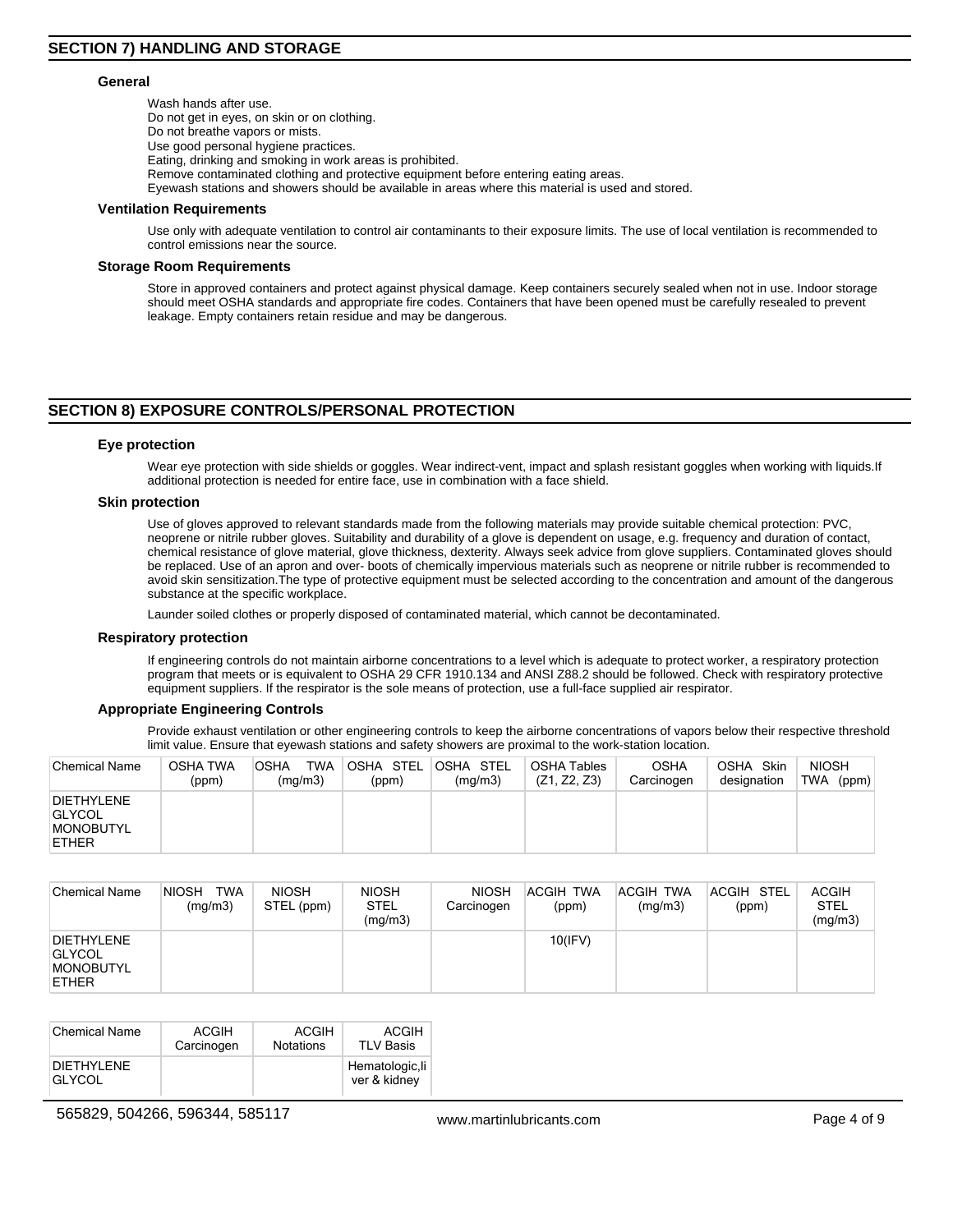## SECTION 7) HANDLING AND STORAGE

### General

Wash hands after use.
Do not get in eyes, on skin or on clothing.
Do not breathe vapors or mists.
Use good personal hygiene practices.
Eating, drinking and smoking in work areas is prohibited.
Remove contaminated clothing and protective equipment before entering eating areas.
Eyewash stations and showers should be available in areas where this material is used and stored.

### Ventilation Requirements

Use only with adequate ventilation to control air contaminants to their exposure limits. The use of local ventilation is recommended to control emissions near the source.

### Storage Room Requirements

Store in approved containers and protect against physical damage. Keep containers securely sealed when not in use. Indoor storage should meet OSHA standards and appropriate fire codes. Containers that have been opened must be carefully resealed to prevent leakage. Empty containers retain residue and may be dangerous.

## SECTION 8) EXPOSURE CONTROLS/PERSONAL PROTECTION

### Eye protection

Wear eye protection with side shields or goggles. Wear indirect-vent, impact and splash resistant goggles when working with liquids.If additional protection is needed for entire face, use in combination with a face shield.

### Skin protection

Use of gloves approved to relevant standards made from the following materials may provide suitable chemical protection: PVC, neoprene or nitrile rubber gloves. Suitability and durability of a glove is dependent on usage, e.g. frequency and duration of contact, chemical resistance of glove material, glove thickness, dexterity. Always seek advice from glove suppliers. Contaminated gloves should be replaced. Use of an apron and over- boots of chemically impervious materials such as neoprene or nitrile rubber is recommended to avoid skin sensitization.The type of protective equipment must be selected according to the concentration and amount of the dangerous substance at the specific workplace.

Launder soiled clothes or properly disposed of contaminated material, which cannot be decontaminated.

### Respiratory protection

If engineering controls do not maintain airborne concentrations to a level which is adequate to protect worker, a respiratory protection program that meets or is equivalent to OSHA 29 CFR 1910.134 and ANSI Z88.2 should be followed. Check with respiratory protective equipment suppliers. If the respirator is the sole means of protection, use a full-face supplied air respirator.

### Appropriate Engineering Controls

Provide exhaust ventilation or other engineering controls to keep the airborne concentrations of vapors below their respective threshold limit value. Ensure that eyewash stations and safety showers are proximal to the work-station location.

| Chemical Name | OSHA TWA (ppm) | OSHA TWA (mg/m3) | OSHA STEL (ppm) | OSHA STEL (mg/m3) | OSHA Tables (Z1, Z2, Z3) | OSHA Carcinogen | OSHA Skin designation | NIOSH TWA (ppm) |
|---|---|---|---|---|---|---|---|---|
| DIETHYLENE GLYCOL MONOBUTYL ETHER | | | | | | | | |

| Chemical Name | NIOSH TWA (mg/m3) | NIOSH STEL (ppm) | NIOSH STEL (mg/m3) | NIOSH Carcinogen | ACGIH TWA (ppm) | ACGIH TWA (mg/m3) | ACGIH STEL (ppm) | ACGIH STEL (mg/m3) |
|---|---|---|---|---|---|---|---|---|
| DIETHYLENE GLYCOL MONOBUTYL ETHER | | | | | 10(IFV) | | | |

| Chemical Name | ACGIH Carcinogen | ACGIH Notations | ACGIH TLV Basis |
|---|---|---|---|
| DIETHYLENE GLYCOL | | | Hematologic,liver & kidney |

565829, 504266, 596344, 585117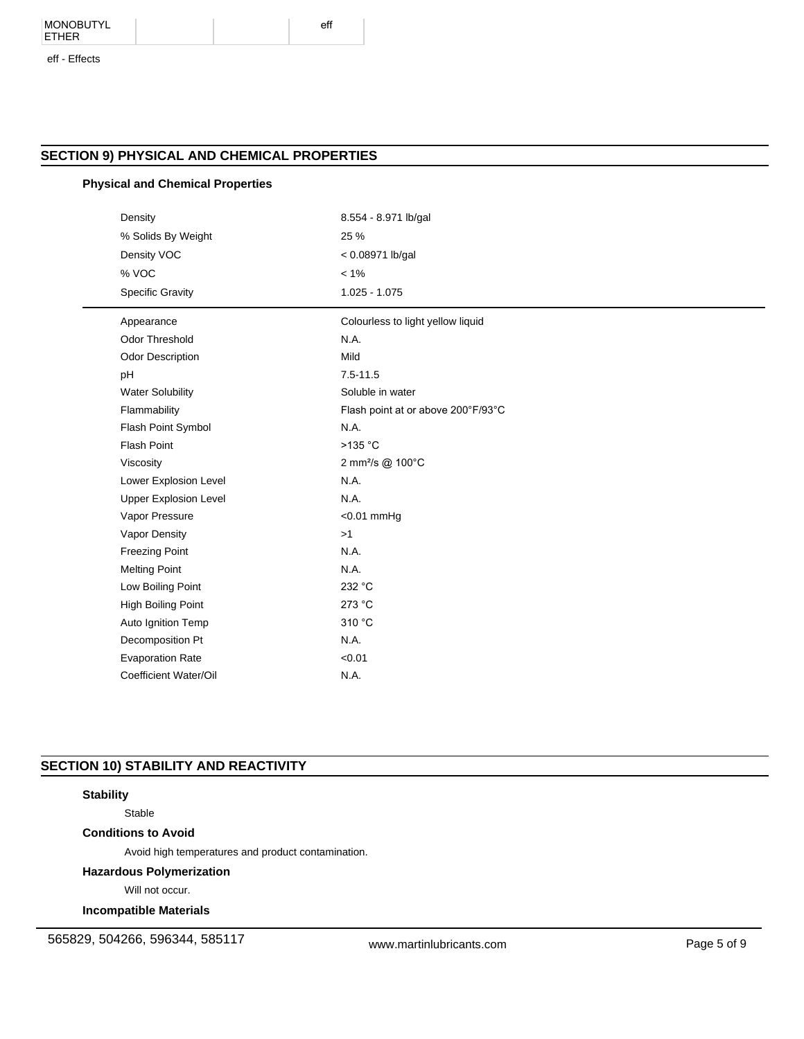| MONOBUTYL ETHER | | | eff |
|---|---|---|---|

eff - Effects

## SECTION 9) PHYSICAL AND CHEMICAL PROPERTIES

### Physical and Chemical Properties

| | |
|---|---|
| Density | 8.554 - 8.971 lb/gal |
| % Solids By Weight | 25 % |
| Density VOC | < 0.08971 lb/gal |
| % VOC | < 1% |
| Specific Gravity | 1.025 - 1.075 |

| | |
|---|---|
| Appearance | Colourless to light yellow liquid |
| Odor Threshold | N.A. |
| Odor Description | Mild |
| pH | 7.5-11.5 |
| Water Solubility | Soluble in water |
| Flammability | Flash point at or above 200°F/93°C |
| Flash Point Symbol | N.A. |
| Flash Point | >135 °C |
| Viscosity | 2 $mm^2/s$ @ 100°C |
| Lower Explosion Level | N.A. |
| Upper Explosion Level | N.A. |
| Vapor Pressure | <0.01 mmHg |
| Vapor Density | >1 |
| Freezing Point | N.A. |
| Melting Point | N.A. |
| Low Boiling Point | 232 °C |
| High Boiling Point | 273 °C |
| Auto Ignition Temp | 310 °C |
| Decomposition Pt | N.A. |
| Evaporation Rate | <0.01 |
| Coefficient Water/Oil | N.A. |

## SECTION 10) STABILITY AND REACTIVITY

### Stability

Stable

### Conditions to Avoid

Avoid high temperatures and product contamination.

### Hazardous Polymerization

Will not occur.

### Incompatible Materials

565829, 504266, 596344, 585117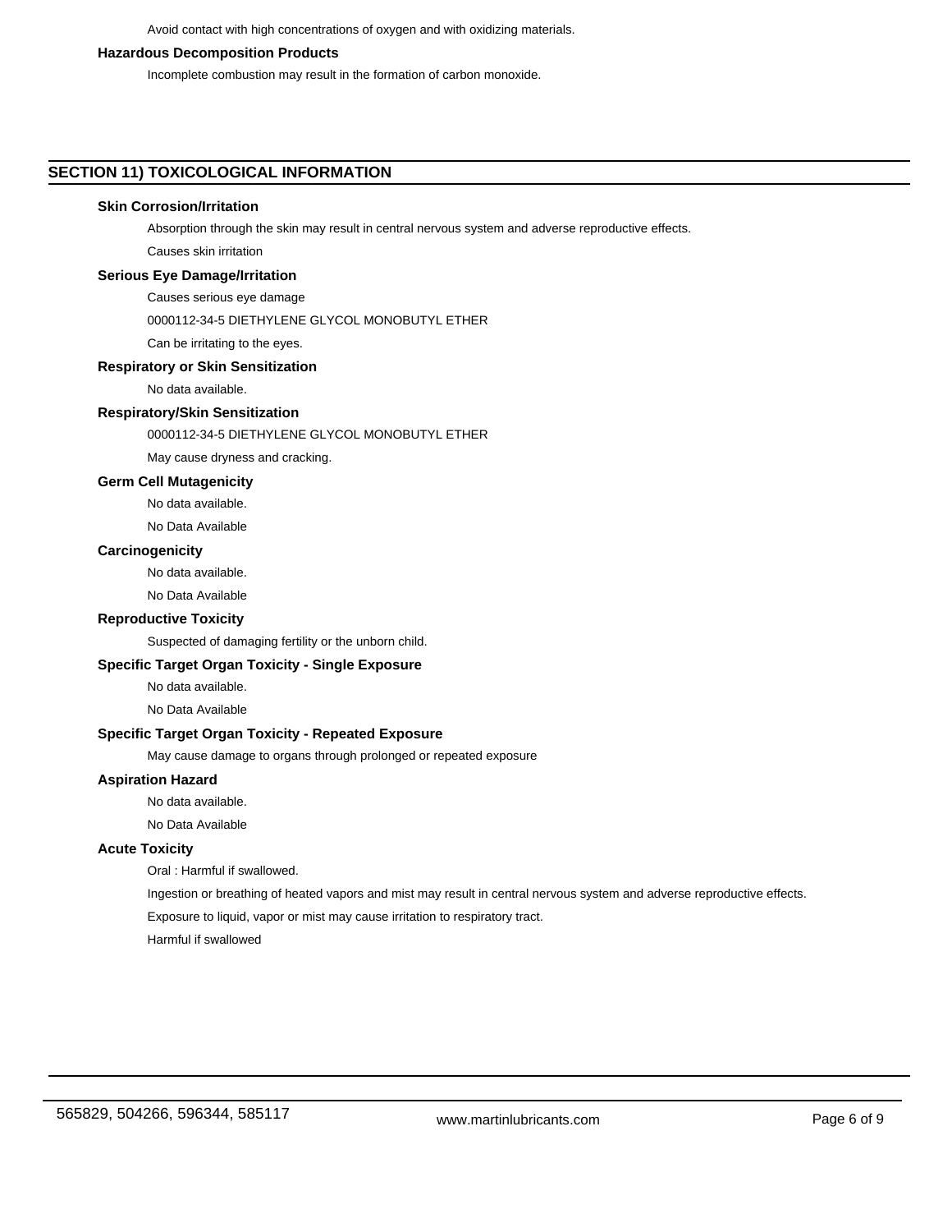Avoid contact with high concentrations of oxygen and with oxidizing materials.

**Hazardous Decomposition Products**

Incomplete combustion may result in the formation of carbon monoxide.

## SECTION 11) TOXICOLOGICAL INFORMATION

**Skin Corrosion/Irritation**

Absorption through the skin may result in central nervous system and adverse reproductive effects.

Causes skin irritation

**Serious Eye Damage/Irritation**

Causes serious eye damage

0000112-34-5 DIETHYLENE GLYCOL MONOBUTYL ETHER

Can be irritating to the eyes.

**Respiratory or Skin Sensitization**

No data available.

**Respiratory/Skin Sensitization**

0000112-34-5 DIETHYLENE GLYCOL MONOBUTYL ETHER

May cause dryness and cracking.

**Germ Cell Mutagenicity**

No data available.

No Data Available

**Carcinogenicity**

No data available.

No Data Available

**Reproductive Toxicity**

Suspected of damaging fertility or the unborn child.

**Specific Target Organ Toxicity - Single Exposure**

No data available.

No Data Available

**Specific Target Organ Toxicity - Repeated Exposure**

May cause damage to organs through prolonged or repeated exposure

**Aspiration Hazard**

No data available.

No Data Available

**Acute Toxicity**

Oral : Harmful if swallowed.

Ingestion or breathing of heated vapors and mist may result in central nervous system and adverse reproductive effects.

Exposure to liquid, vapor or mist may cause irritation to respiratory tract.

Harmful if swallowed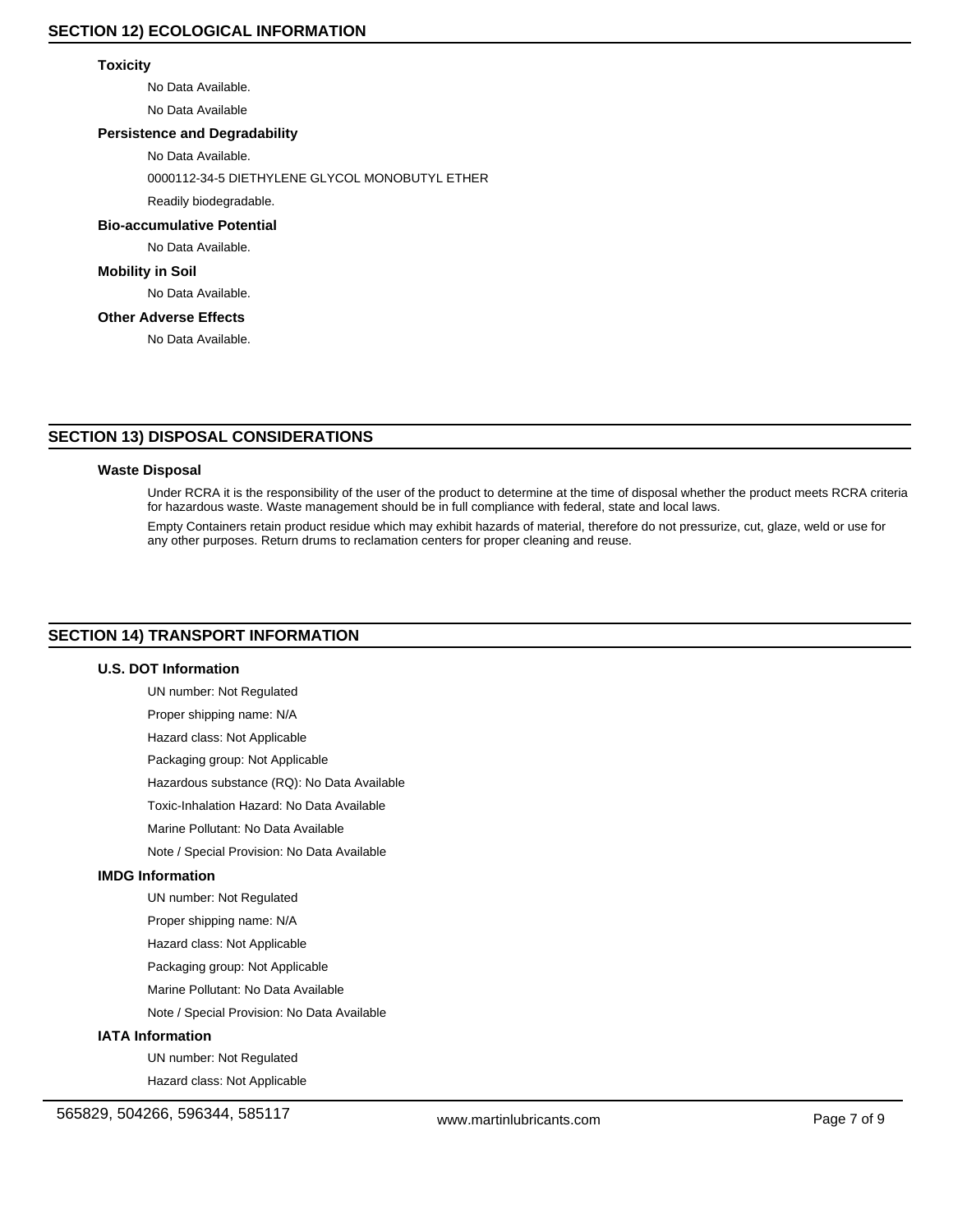## SECTION 12) ECOLOGICAL INFORMATION

### Toxicity

No Data Available.

No Data Available

### Persistence and Degradability

No Data Available.

0000112-34-5 DIETHYLENE GLYCOL MONOBUTYL ETHER

Readily biodegradable.

### Bio-accumulative Potential

No Data Available.

### Mobility in Soil

No Data Available.

### Other Adverse Effects

No Data Available.

## SECTION 13) DISPOSAL CONSIDERATIONS

### Waste Disposal

Under RCRA it is the responsibility of the user of the product to determine at the time of disposal whether the product meets RCRA criteria for hazardous waste. Waste management should be in full compliance with federal, state and local laws.

Empty Containers retain product residue which may exhibit hazards of material, therefore do not pressurize, cut, glaze, weld or use for any other purposes. Return drums to reclamation centers for proper cleaning and reuse.

## SECTION 14) TRANSPORT INFORMATION

### U.S. DOT Information

UN number: Not Regulated

Proper shipping name: N/A

Hazard class: Not Applicable

Packaging group: Not Applicable

Hazardous substance (RQ): No Data Available

Toxic-Inhalation Hazard: No Data Available

Marine Pollutant: No Data Available

Note / Special Provision: No Data Available

### IMDG Information

UN number: Not Regulated

Proper shipping name: N/A

Hazard class: Not Applicable

Packaging group: Not Applicable

Marine Pollutant: No Data Available

Note / Special Provision: No Data Available

### IATA Information

UN number: Not Regulated

Hazard class: Not Applicable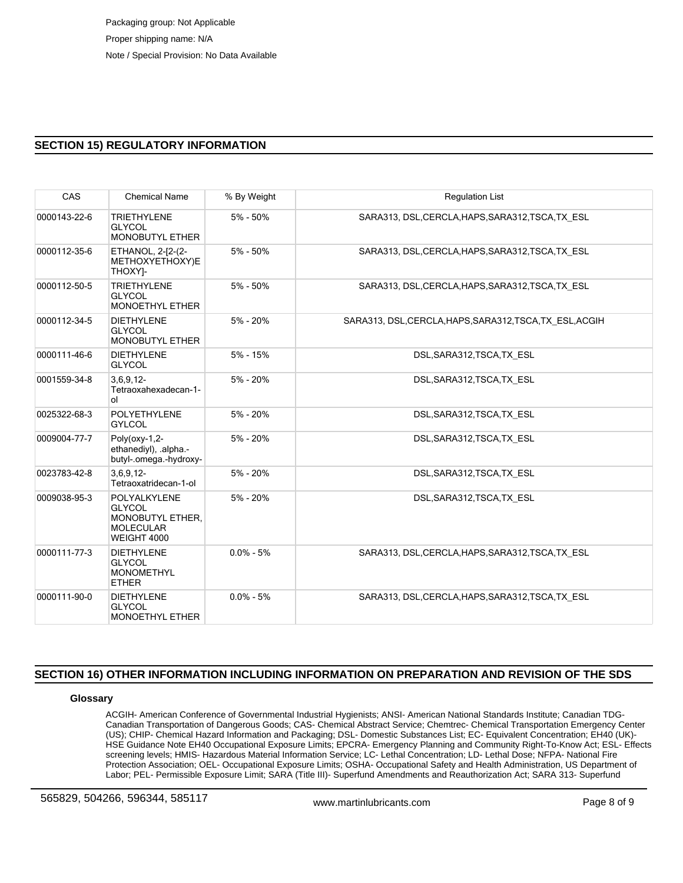Packaging group: Not Applicable

Proper shipping name: N/A

Note / Special Provision: No Data Available

## SECTION 15) REGULATORY INFORMATION

| CAS | Chemical Name | % By Weight | Regulation List |
|---|---|---|---|
| 0000143-22-6 | TRIETHYLENE GLYCOL MONOBUTYL ETHER | 5% - 50% | SARA313, DSL,CERCLA,HAPS,SARA312,TSCA,TX_ESL |
| 0000112-35-6 | ETHANOL, 2-[2-(2-METHOXYETHOXY)ETHOXY]- | 5% - 50% | SARA313, DSL,CERCLA,HAPS,SARA312,TSCA,TX_ESL |
| 0000112-50-5 | TRIETHYLENE GLYCOL MONOETHYL ETHER | 5% - 50% | SARA313, DSL,CERCLA,HAPS,SARA312,TSCA,TX_ESL |
| 0000112-34-5 | DIETHYLENE GLYCOL MONOBUTYL ETHER | 5% - 20% | SARA313, DSL,CERCLA,HAPS,SARA312,TSCA,TX_ESL,ACGIH |
| 0000111-46-6 | DIETHYLENE GLYCOL | 5% - 15% | DSL,SARA312,TSCA,TX_ESL |
| 0001559-34-8 | 3,6,9,12-Tetraoxahexadecan-1-ol | 5% - 20% | DSL,SARA312,TSCA,TX_ESL |
| 0025322-68-3 | POLYETHYLENE GYLCOL | 5% - 20% | DSL,SARA312,TSCA,TX_ESL |
| 0009004-77-7 | Poly(oxy-1,2-ethanediyl), .alpha.-butyl-.omega.-hydroxy- | 5% - 20% | DSL,SARA312,TSCA,TX_ESL |
| 0023783-42-8 | 3,6,9,12-Tetraoxatridecan-1-ol | 5% - 20% | DSL,SARA312,TSCA,TX_ESL |
| 0009038-95-3 | POLYALKYLENE GLYCOL MONOBUTYL ETHER, MOLECULAR WEIGHT 4000 | 5% - 20% | DSL,SARA312,TSCA,TX_ESL |
| 0000111-77-3 | DIETHYLENE GLYCOL MONOMETHYL ETHER | 0.0% - 5% | SARA313, DSL,CERCLA,HAPS,SARA312,TSCA,TX_ESL |
| 0000111-90-0 | DIETHYLENE GLYCOL MONOETHYL ETHER | 0.0% - 5% | SARA313, DSL,CERCLA,HAPS,SARA312,TSCA,TX_ESL |

## SECTION 16) OTHER INFORMATION INCLUDING INFORMATION ON PREPARATION AND REVISION OF THE SDS

### Glossary

ACGIH- American Conference of Governmental Industrial Hygienists; ANSI- American National Standards Institute; Canadian TDG- Canadian Transportation of Dangerous Goods; CAS- Chemical Abstract Service; Chemtrec- Chemical Transportation Emergency Center (US); CHIP- Chemical Hazard Information and Packaging; DSL- Domestic Substances List; EC- Equivalent Concentration; EH40 (UK)- HSE Guidance Note EH40 Occupational Exposure Limits; EPCRA- Emergency Planning and Community Right-To-Know Act; ESL- Effects screening levels; HMIS- Hazardous Material Information Service; LC- Lethal Concentration; LD- Lethal Dose; NFPA- National Fire Protection Association; OEL- Occupational Exposure Limits; OSHA- Occupational Safety and Health Administration, US Department of Labor; PEL- Permissible Exposure Limit; SARA (Title III)- Superfund Amendments and Reauthorization Act; SARA 313- Superfund

565829, 504266, 596344, 585117 www.martinlubricants.com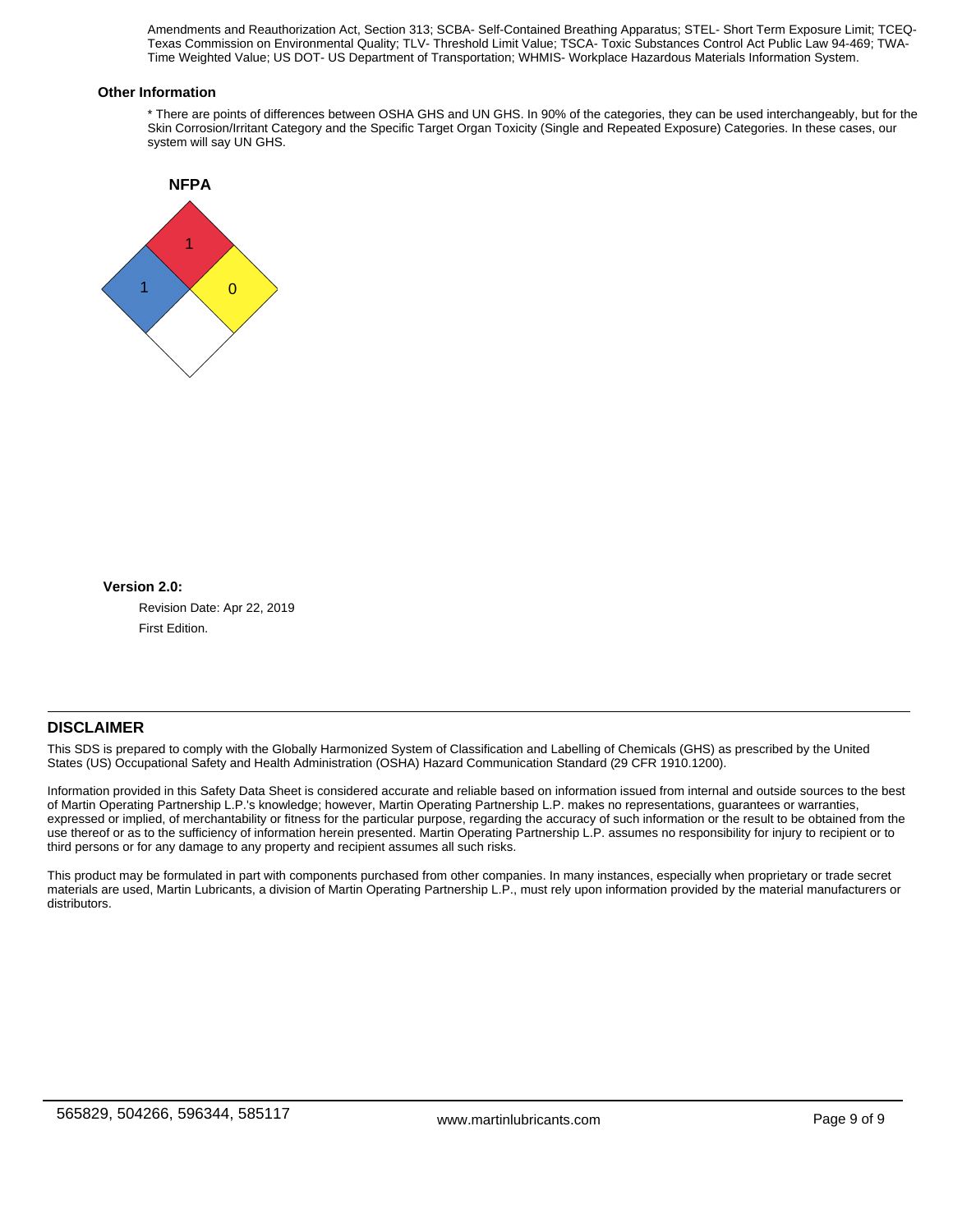Amendments and Reauthorization Act, Section 313; SCBA- Self-Contained Breathing Apparatus; STEL- Short Term Exposure Limit; TCEQ- Texas Commission on Environmental Quality; TLV- Threshold Limit Value; TSCA- Toxic Substances Control Act Public Law 94-469; TWA- Time Weighted Value; US DOT- US Department of Transportation; WHMIS- Workplace Hazardous Materials Information System.

### Other Information

* There are points of differences between OSHA GHS and UN GHS. In 90% of the categories, they can be used interchangeably, but for the Skin Corrosion/Irritant Category and the Specific Target Organ Toxicity (Single and Repeated Exposure) Categories. In these cases, our system will say UN GHS.

**NFPA**

1

1

0

**Version 2.0:**

Revision Date: Apr 22, 2019

First Edition.

## DISCLAIMER

This SDS is prepared to comply with the Globally Harmonized System of Classification and Labelling of Chemicals (GHS) as prescribed by the United States (US) Occupational Safety and Health Administration (OSHA) Hazard Communication Standard (29 CFR 1910.1200).

Information provided in this Safety Data Sheet is considered accurate and reliable based on information issued from internal and outside sources to the best of Martin Operating Partnership L.P.'s knowledge; however, Martin Operating Partnership L.P. makes no representations, guarantees or warranties, expressed or implied, of merchantability or fitness for the particular purpose, regarding the accuracy of such information or the result to be obtained from the use thereof or as to the sufficiency of information herein presented. Martin Operating Partnership L.P. assumes no responsibility for injury to recipient or to third persons or for any damage to any property and recipient assumes all such risks.

This product may be formulated in part with components purchased from other companies. In many instances, especially when proprietary or trade secret materials are used, Martin Lubricants, a division of Martin Operating Partnership L.P., must rely upon information provided by the material manufacturers or distributors.